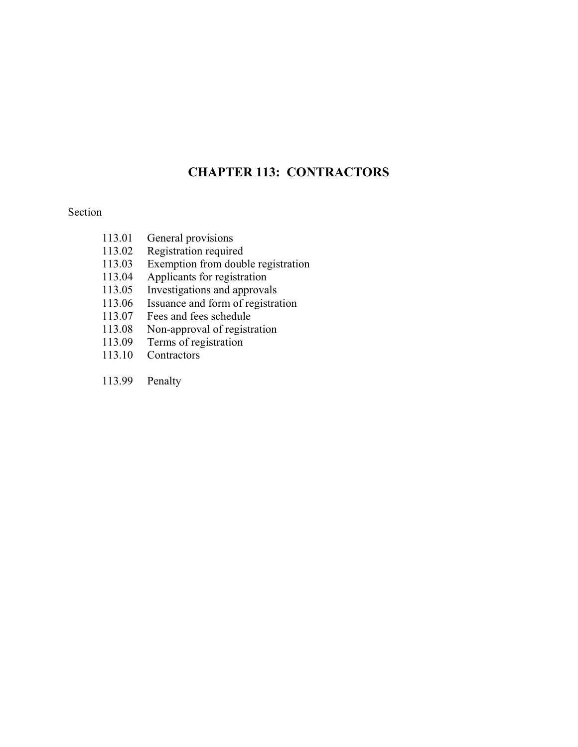# CHAPTER 113: CONTRACTORS

Section

113.01 General provisions
113.02 Registration required
113.03 Exemption from double registration
113.04 Applicants for registration
113.05 Investigations and approvals
113.06 Issuance and form of registration
113.07 Fees and fees schedule
113.08 Non-approval of registration
113.09 Terms of registration
113.10 Contractors

113.99 Penalty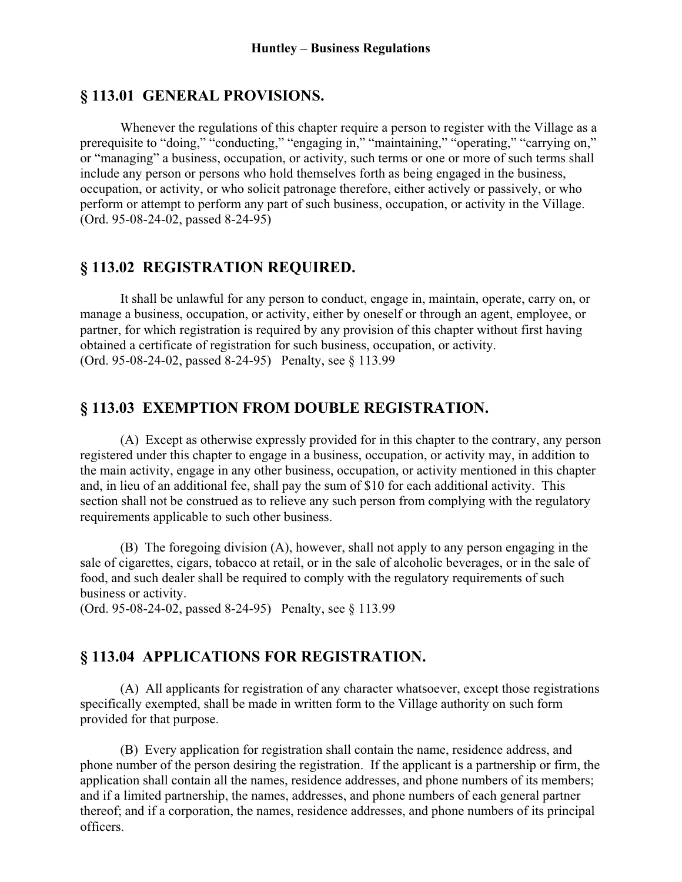## § 113.01 GENERAL PROVISIONS.

Whenever the regulations of this chapter require a person to register with the Village as a prerequisite to "doing," "conducting," "engaging in," "maintaining," "operating," "carrying on," or "managing" a business, occupation, or activity, such terms or one or more of such terms shall include any person or persons who hold themselves forth as being engaged in the business, occupation, or activity, or who solicit patronage therefore, either actively or passively, or who perform or attempt to perform any part of such business, occupation, or activity in the Village.
(Ord. 95-08-24-02, passed 8-24-95)

## § 113.02 REGISTRATION REQUIRED.

It shall be unlawful for any person to conduct, engage in, maintain, operate, carry on, or manage a business, occupation, or activity, either by oneself or through an agent, employee, or partner, for which registration is required by any provision of this chapter without first having obtained a certificate of registration for such business, occupation, or activity.
(Ord. 95-08-24-02, passed 8-24-95) Penalty, see § 113.99

## § 113.03 EXEMPTION FROM DOUBLE REGISTRATION.

(A) Except as otherwise expressly provided for in this chapter to the contrary, any person registered under this chapter to engage in a business, occupation, or activity may, in addition to the main activity, engage in any other business, occupation, or activity mentioned in this chapter and, in lieu of an additional fee, shall pay the sum of $10 for each additional activity. This section shall not be construed as to relieve any such person from complying with the regulatory requirements applicable to such other business.

(B) The foregoing division (A), however, shall not apply to any person engaging in the sale of cigarettes, cigars, tobacco at retail, or in the sale of alcoholic beverages, or in the sale of food, and such dealer shall be required to comply with the regulatory requirements of such business or activity.
(Ord. 95-08-24-02, passed 8-24-95) Penalty, see § 113.99

## § 113.04 APPLICATIONS FOR REGISTRATION.

(A) All applicants for registration of any character whatsoever, except those registrations specifically exempted, shall be made in written form to the Village authority on such form provided for that purpose.

(B) Every application for registration shall contain the name, residence address, and phone number of the person desiring the registration. If the applicant is a partnership or firm, the application shall contain all the names, residence addresses, and phone numbers of its members; and if a limited partnership, the names, addresses, and phone numbers of each general partner thereof; and if a corporation, the names, residence addresses, and phone numbers of its principal officers.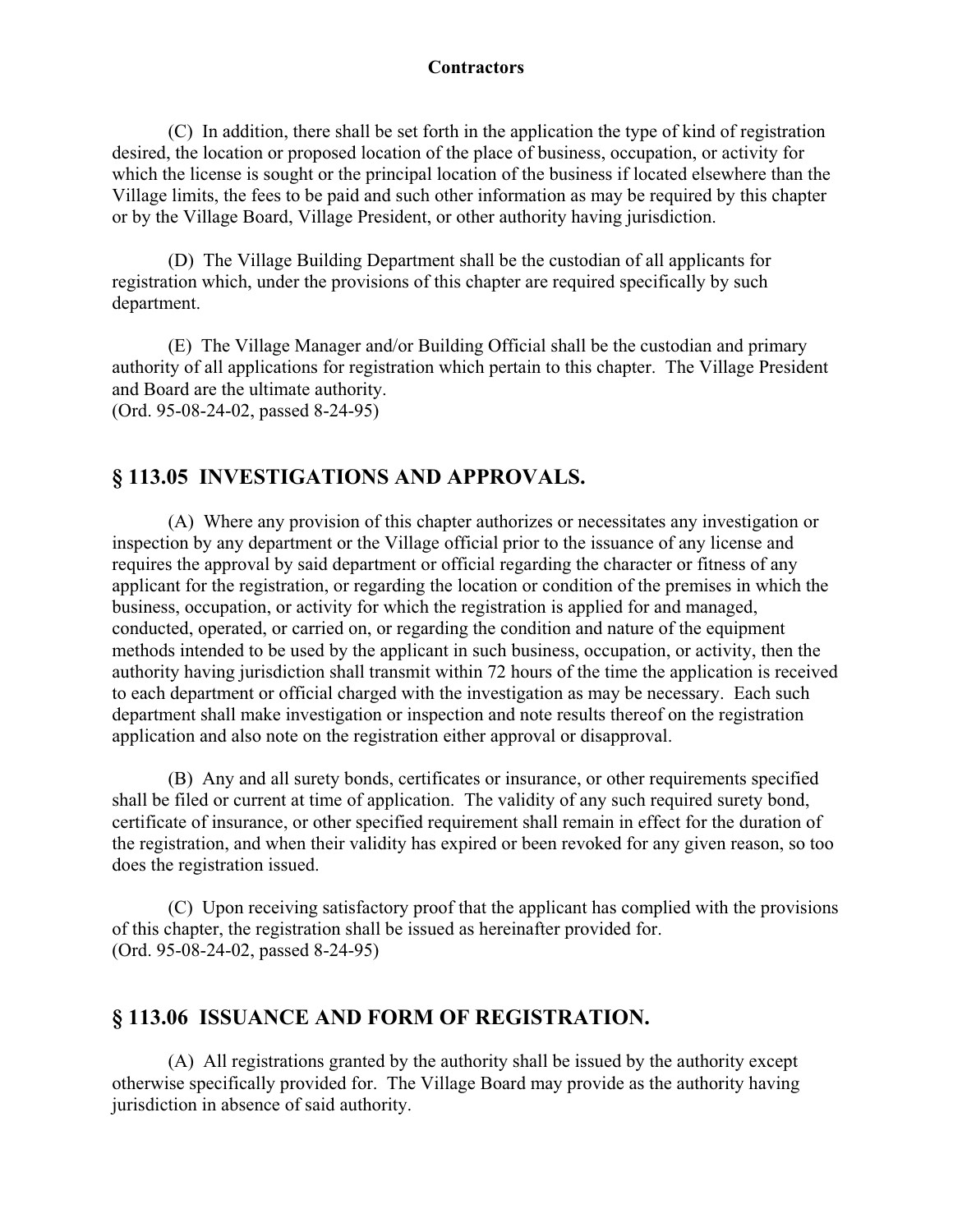(C) In addition, there shall be set forth in the application the type of kind of registration desired, the location or proposed location of the place of business, occupation, or activity for which the license is sought or the principal location of the business if located elsewhere than the Village limits, the fees to be paid and such other information as may be required by this chapter or by the Village Board, Village President, or other authority having jurisdiction.

(D) The Village Building Department shall be the custodian of all applicants for registration which, under the provisions of this chapter are required specifically by such department.

(E) The Village Manager and/or Building Official shall be the custodian and primary authority of all applications for registration which pertain to this chapter. The Village President and Board are the ultimate authority.
(Ord. 95-08-24-02, passed 8-24-95)

## § 113.05 INVESTIGATIONS AND APPROVALS.

(A) Where any provision of this chapter authorizes or necessitates any investigation or inspection by any department or the Village official prior to the issuance of any license and requires the approval by said department or official regarding the character or fitness of any applicant for the registration, or regarding the location or condition of the premises in which the business, occupation, or activity for which the registration is applied for and managed, conducted, operated, or carried on, or regarding the condition and nature of the equipment methods intended to be used by the applicant in such business, occupation, or activity, then the authority having jurisdiction shall transmit within 72 hours of the time the application is received to each department or official charged with the investigation as may be necessary. Each such department shall make investigation or inspection and note results thereof on the registration application and also note on the registration either approval or disapproval.

(B) Any and all surety bonds, certificates or insurance, or other requirements specified shall be filed or current at time of application. The validity of any such required surety bond, certificate of insurance, or other specified requirement shall remain in effect for the duration of the registration, and when their validity has expired or been revoked for any given reason, so too does the registration issued.

(C) Upon receiving satisfactory proof that the applicant has complied with the provisions of this chapter, the registration shall be issued as hereinafter provided for.
(Ord. 95-08-24-02, passed 8-24-95)

## § 113.06 ISSUANCE AND FORM OF REGISTRATION.

(A) All registrations granted by the authority shall be issued by the authority except otherwise specifically provided for. The Village Board may provide as the authority having jurisdiction in absence of said authority.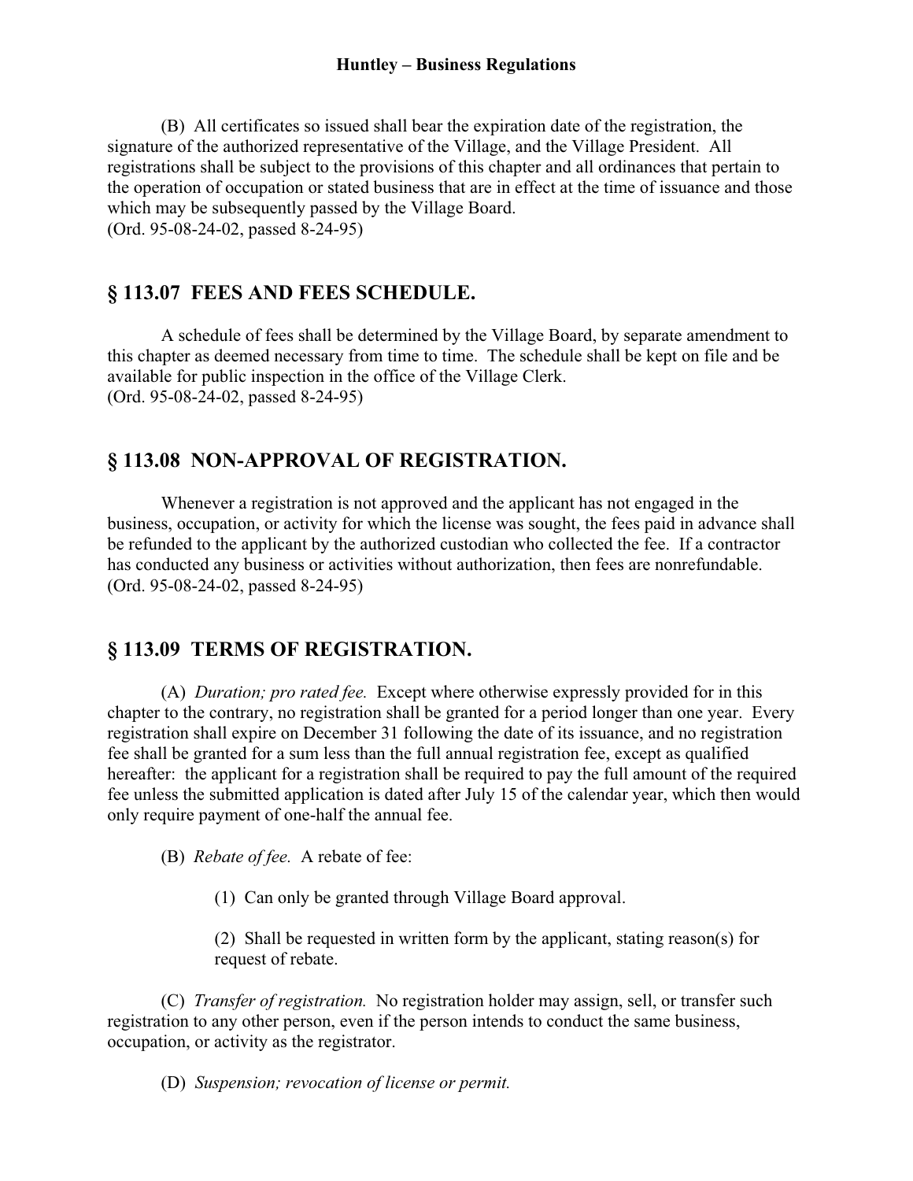(B) All certificates so issued shall bear the expiration date of the registration, the signature of the authorized representative of the Village, and the Village President. All registrations shall be subject to the provisions of this chapter and all ordinances that pertain to the operation of occupation or stated business that are in effect at the time of issuance and those which may be subsequently passed by the Village Board.
(Ord. 95-08-24-02, passed 8-24-95)

## § 113.07 FEES AND FEES SCHEDULE.

A schedule of fees shall be determined by the Village Board, by separate amendment to this chapter as deemed necessary from time to time. The schedule shall be kept on file and be available for public inspection in the office of the Village Clerk.
(Ord. 95-08-24-02, passed 8-24-95)

## § 113.08 NON-APPROVAL OF REGISTRATION.

Whenever a registration is not approved and the applicant has not engaged in the business, occupation, or activity for which the license was sought, the fees paid in advance shall be refunded to the applicant by the authorized custodian who collected the fee. If a contractor has conducted any business or activities without authorization, then fees are nonrefundable.
(Ord. 95-08-24-02, passed 8-24-95)

## § 113.09 TERMS OF REGISTRATION.

(A) *Duration; pro rated fee.* Except where otherwise expressly provided for in this chapter to the contrary, no registration shall be granted for a period longer than one year. Every registration shall expire on December 31 following the date of its issuance, and no registration fee shall be granted for a sum less than the full annual registration fee, except as qualified hereafter: the applicant for a registration shall be required to pay the full amount of the required fee unless the submitted application is dated after July 15 of the calendar year, which then would only require payment of one-half the annual fee.

(B) *Rebate of fee.* A rebate of fee:

(1) Can only be granted through Village Board approval.

(2) Shall be requested in written form by the applicant, stating reason(s) for request of rebate.

(C) *Transfer of registration.* No registration holder may assign, sell, or transfer such registration to any other person, even if the person intends to conduct the same business, occupation, or activity as the registrator.

(D) *Suspension; revocation of license or permit.*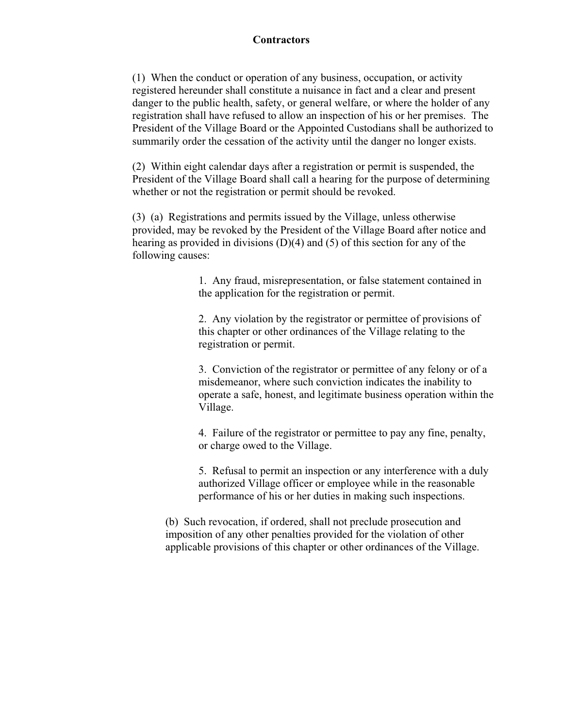**Contractors**

(1) When the conduct or operation of any business, occupation, or activity registered hereunder shall constitute a nuisance in fact and a clear and present danger to the public health, safety, or general welfare, or where the holder of any registration shall have refused to allow an inspection of his or her premises. The President of the Village Board or the Appointed Custodians shall be authorized to summarily order the cessation of the activity until the danger no longer exists.

(2) Within eight calendar days after a registration or permit is suspended, the President of the Village Board shall call a hearing for the purpose of determining whether or not the registration or permit should be revoked.

(3) (a) Registrations and permits issued by the Village, unless otherwise provided, may be revoked by the President of the Village Board after notice and hearing as provided in divisions (D)(4) and (5) of this section for any of the following causes:

1. Any fraud, misrepresentation, or false statement contained in the application for the registration or permit.

2. Any violation by the registrator or permittee of provisions of this chapter or other ordinances of the Village relating to the registration or permit.

3. Conviction of the registrator or permittee of any felony or of a misdemeanor, where such conviction indicates the inability to operate a safe, honest, and legitimate business operation within the Village.

4. Failure of the registrator or permittee to pay any fine, penalty, or charge owed to the Village.

5. Refusal to permit an inspection or any interference with a duly authorized Village officer or employee while in the reasonable performance of his or her duties in making such inspections.

(b) Such revocation, if ordered, shall not preclude prosecution and imposition of any other penalties provided for the violation of other applicable provisions of this chapter or other ordinances of the Village.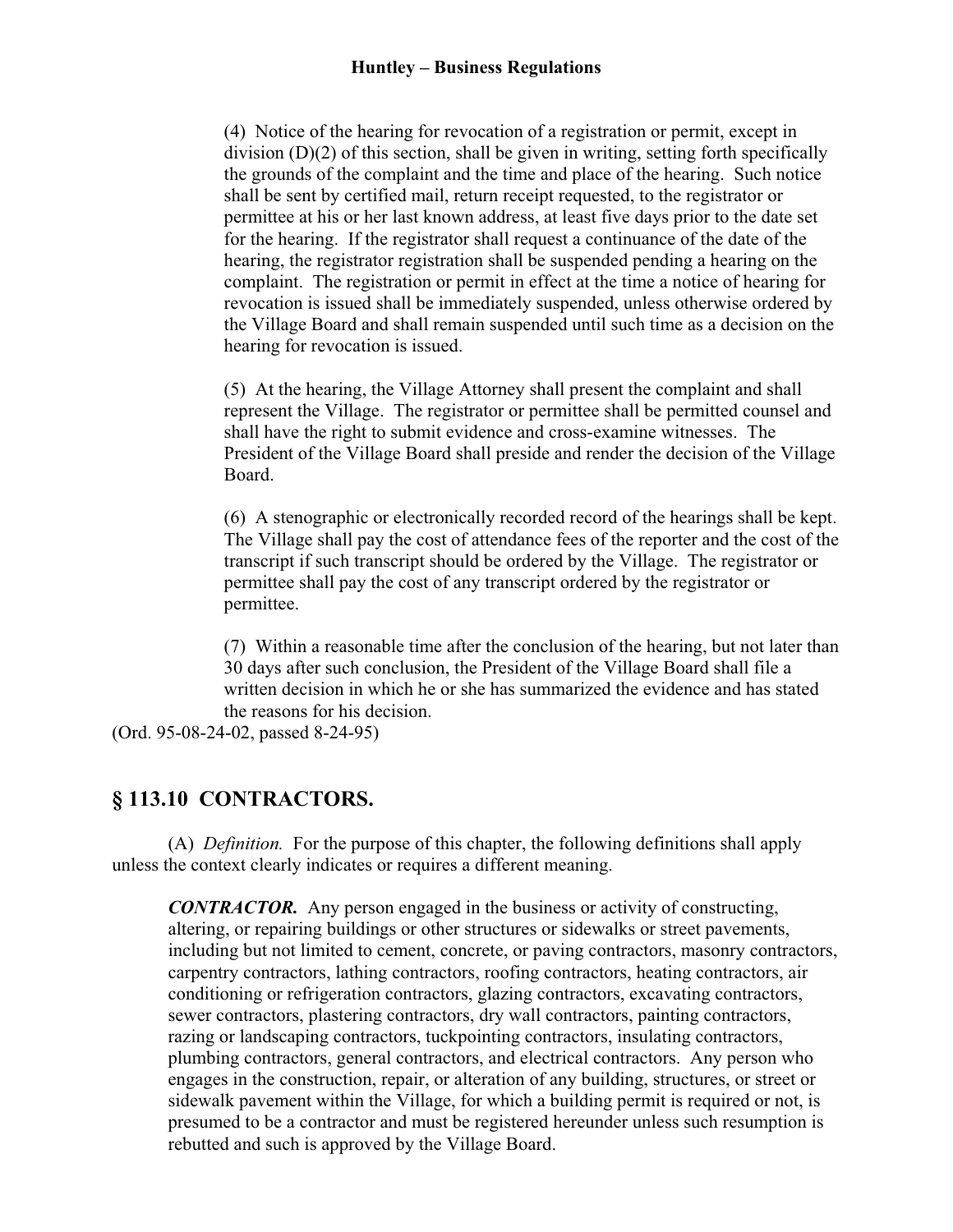(4) Notice of the hearing for revocation of a registration or permit, except in division (D)(2) of this section, shall be given in writing, setting forth specifically the grounds of the complaint and the time and place of the hearing. Such notice shall be sent by certified mail, return receipt requested, to the registrator or permittee at his or her last known address, at least five days prior to the date set for the hearing. If the registrator shall request a continuance of the date of the hearing, the registrator registration shall be suspended pending a hearing on the complaint. The registration or permit in effect at the time a notice of hearing for revocation is issued shall be immediately suspended, unless otherwise ordered by the Village Board and shall remain suspended until such time as a decision on the hearing for revocation is issued.

(5) At the hearing, the Village Attorney shall present the complaint and shall represent the Village. The registrator or permittee shall be permitted counsel and shall have the right to submit evidence and cross-examine witnesses. The President of the Village Board shall preside and render the decision of the Village Board.

(6) A stenographic or electronically recorded record of the hearings shall be kept. The Village shall pay the cost of attendance fees of the reporter and the cost of the transcript if such transcript should be ordered by the Village. The registrator or permittee shall pay the cost of any transcript ordered by the registrator or permittee.

(7) Within a reasonable time after the conclusion of the hearing, but not later than 30 days after such conclusion, the President of the Village Board shall file a written decision in which he or she has summarized the evidence and has stated the reasons for his decision.

(Ord. 95-08-24-02, passed 8-24-95)

## § 113.10 CONTRACTORS.

(A) *Definition.* For the purpose of this chapter, the following definitions shall apply unless the context clearly indicates or requires a different meaning.

***CONTRACTOR.*** Any person engaged in the business or activity of constructing, altering, or repairing buildings or other structures or sidewalks or street pavements, including but not limited to cement, concrete, or paving contractors, masonry contractors, carpentry contractors, lathing contractors, roofing contractors, heating contractors, air conditioning or refrigeration contractors, glazing contractors, excavating contractors, sewer contractors, plastering contractors, dry wall contractors, painting contractors, razing or landscaping contractors, tuckpointing contractors, insulating contractors, plumbing contractors, general contractors, and electrical contractors. Any person who engages in the construction, repair, or alteration of any building, structures, or street or sidewalk pavement within the Village, for which a building permit is required or not, is presumed to be a contractor and must be registered hereunder unless such resumption is rebutted and such is approved by the Village Board.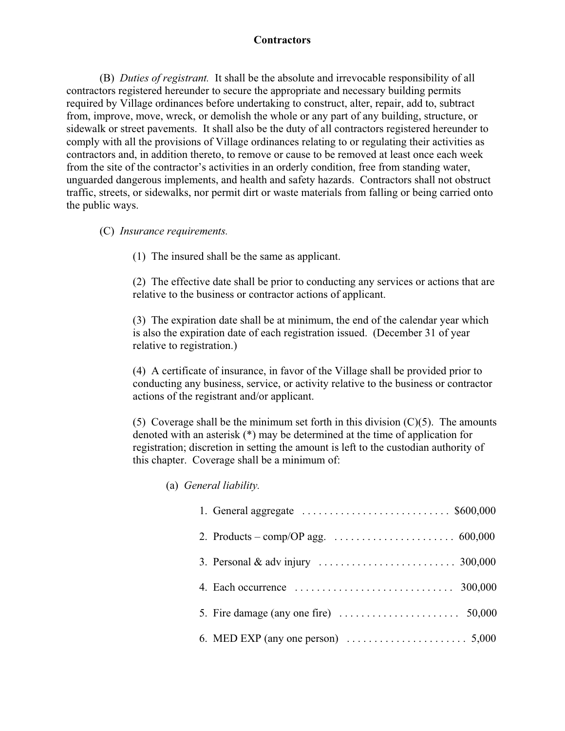**Contractors**

(B) *Duties of registrant.* It shall be the absolute and irrevocable responsibility of all contractors registered hereunder to secure the appropriate and necessary building permits required by Village ordinances before undertaking to construct, alter, repair, add to, subtract from, improve, move, wreck, or demolish the whole or any part of any building, structure, or sidewalk or street pavements. It shall also be the duty of all contractors registered hereunder to comply with all the provisions of Village ordinances relating to or regulating their activities as contractors and, in addition thereto, to remove or cause to be removed at least once each week from the site of the contractor's activities in an orderly condition, free from standing water, unguarded dangerous implements, and health and safety hazards. Contractors shall not obstruct traffic, streets, or sidewalks, nor permit dirt or waste materials from falling or being carried onto the public ways.

(C) *Insurance requirements.*

(1) The insured shall be the same as applicant.

(2) The effective date shall be prior to conducting any services or actions that are relative to the business or contractor actions of applicant.

(3) The expiration date shall be at minimum, the end of the calendar year which is also the expiration date of each registration issued. (December 31 of year relative to registration.)

(4) A certificate of insurance, in favor of the Village shall be provided prior to conducting any business, service, or activity relative to the business or contractor actions of the registrant and/or applicant.

(5) Coverage shall be the minimum set forth in this division (C)(5). The amounts denoted with an asterisk (*) may be determined at the time of application for registration; discretion in setting the amount is left to the custodian authority of this chapter. Coverage shall be a minimum of:

(a) *General liability.*

1. General aggregate . . . . . . . . . . . . . . . . . . . . . . . . . . . $600,000

2. Products – comp/OP agg. . . . . . . . . . . . . . . . . . . . . . . 600,000

3. Personal & adv injury . . . . . . . . . . . . . . . . . . . . . . . . . 300,000

4. Each occurrence . . . . . . . . . . . . . . . . . . . . . . . . . . . . . 300,000

5. Fire damage (any one fire) . . . . . . . . . . . . . . . . . . . . . . 50,000

6. MED EXP (any one person) . . . . . . . . . . . . . . . . . . . . . . 5,000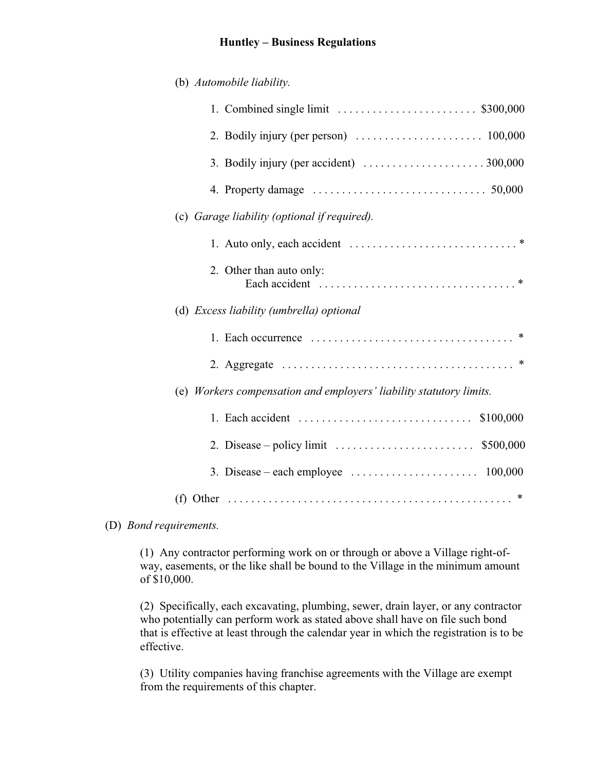(b) *Automobile liability.*

1. Combined single limit . . . . . . . . . . . . . . . . . . . . . . . . $300,000

2. Bodily injury (per person) . . . . . . . . . . . . . . . . . . . . . . 100,000

3. Bodily injury (per accident) . . . . . . . . . . . . . . . . . . . . . 300,000

4. Property damage . . . . . . . . . . . . . . . . . . . . . . . . . . . . . . 50,000

(c) *Garage liability (optional if required).*

1. Auto only, each accident . . . . . . . . . . . . . . . . . . . . . . . . . . . . . *

2. Other than auto only:
   Each accident . . . . . . . . . . . . . . . . . . . . . . . . . . . . . . . . . . *

(d) *Excess liability (umbrella) optional*

1. Each occurrence . . . . . . . . . . . . . . . . . . . . . . . . . . . . . . . . . . . *

2. Aggregate . . . . . . . . . . . . . . . . . . . . . . . . . . . . . . . . . . . . . . . . *

(e) *Workers compensation and employers' liability statutory limits.*

1. Each accident . . . . . . . . . . . . . . . . . . . . . . . . . . . . . . $100,000

2. Disease – policy limit . . . . . . . . . . . . . . . . . . . . . . . . $500,000

3. Disease – each employee . . . . . . . . . . . . . . . . . . . . . . 100,000

(f) Other . . . . . . . . . . . . . . . . . . . . . . . . . . . . . . . . . . . . . . . . . . . . . . . . *

(D) *Bond requirements.*

(1) Any contractor performing work on or through or above a Village right-of-way, easements, or the like shall be bound to the Village in the minimum amount of $10,000.

(2) Specifically, each excavating, plumbing, sewer, drain layer, or any contractor who potentially can perform work as stated above shall have on file such bond that is effective at least through the calendar year in which the registration is to be effective.

(3) Utility companies having franchise agreements with the Village are exempt from the requirements of this chapter.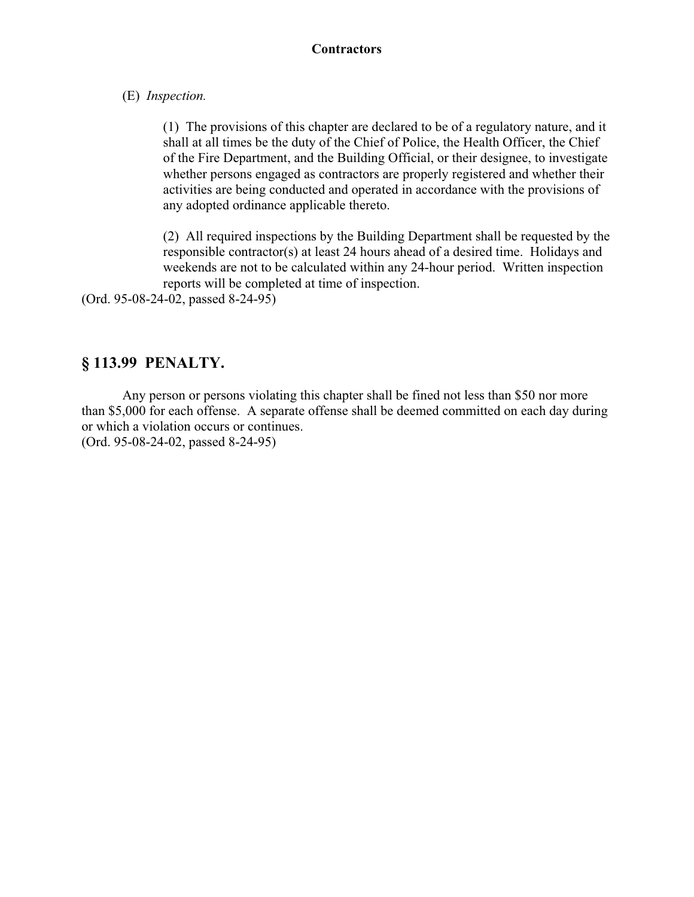(E) *Inspection.*

(1) The provisions of this chapter are declared to be of a regulatory nature, and it shall at all times be the duty of the Chief of Police, the Health Officer, the Chief of the Fire Department, and the Building Official, or their designee, to investigate whether persons engaged as contractors are properly registered and whether their activities are being conducted and operated in accordance with the provisions of any adopted ordinance applicable thereto.

(2) All required inspections by the Building Department shall be requested by the responsible contractor(s) at least 24 hours ahead of a desired time. Holidays and weekends are not to be calculated within any 24-hour period. Written inspection reports will be completed at time of inspection.

(Ord. 95-08-24-02, passed 8-24-95)

## § 113.99 PENALTY.

Any person or persons violating this chapter shall be fined not less than $50 nor more than $5,000 for each offense. A separate offense shall be deemed committed on each day during or which a violation occurs or continues.

(Ord. 95-08-24-02, passed 8-24-95)